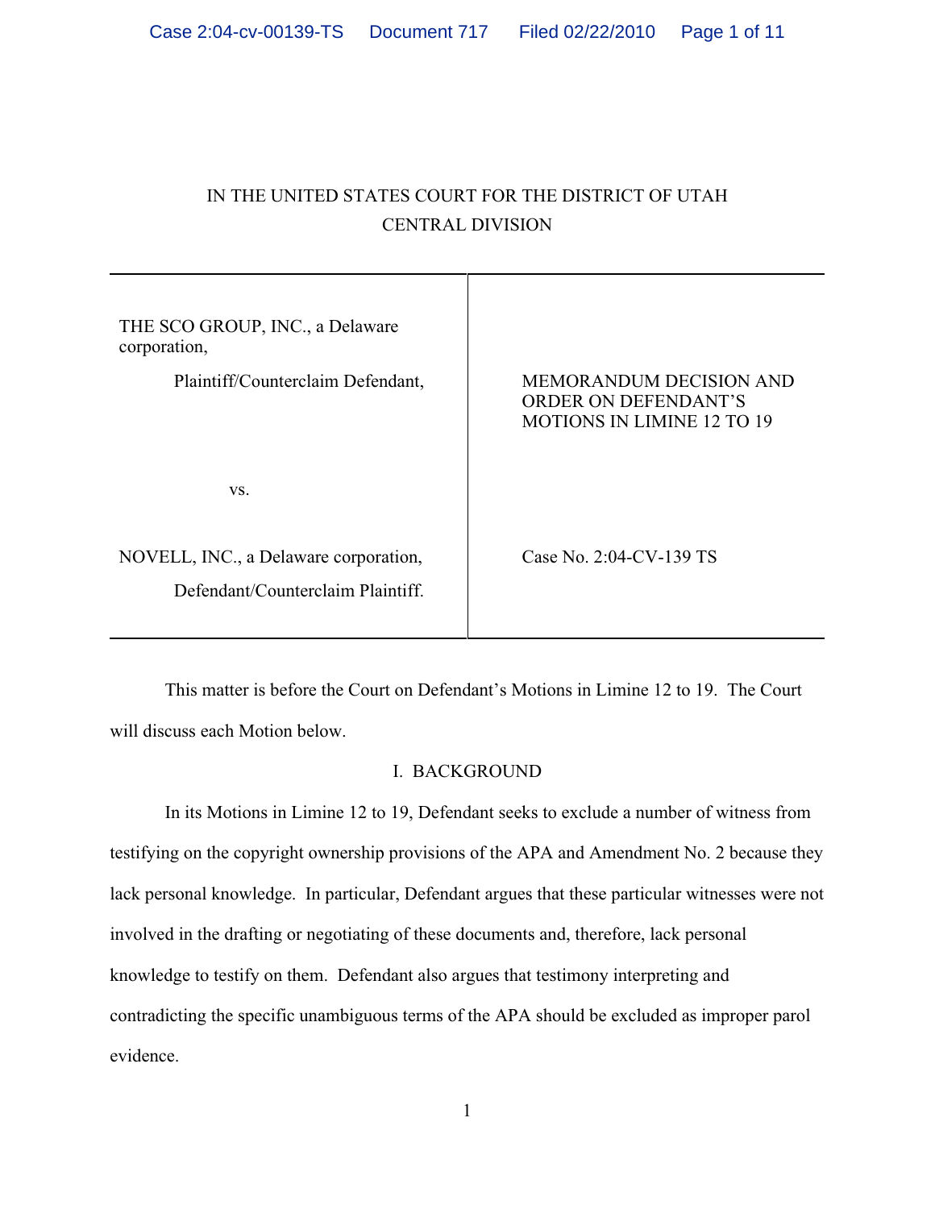IN THE UNITED STATES COURT FOR THE DISTRICT OF UTAH
CENTRAL DIVISION

| | |
|---|---|
| THE SCO GROUP, INC., a Delaware corporation,<br><br>Plaintiff/Counterclaim Defendant,<br><br>vs.<br><br>NOVELL, INC., a Delaware corporation,<br><br>Defendant/Counterclaim Plaintiff. | MEMORANDUM DECISION AND ORDER ON DEFENDANT'S MOTIONS IN LIMINE 12 TO 19<br><br>Case No. 2:04-CV-139 TS |

This matter is before the Court on Defendant's Motions in Limine 12 to 19. The Court will discuss each Motion below.

## I. BACKGROUND

In its Motions in Limine 12 to 19, Defendant seeks to exclude a number of witness from testifying on the copyright ownership provisions of the APA and Amendment No. 2 because they lack personal knowledge. In particular, Defendant argues that these particular witnesses were not involved in the drafting or negotiating of these documents and, therefore, lack personal knowledge to testify on them. Defendant also argues that testimony interpreting and contradicting the specific unambiguous terms of the APA should be excluded as improper parol evidence.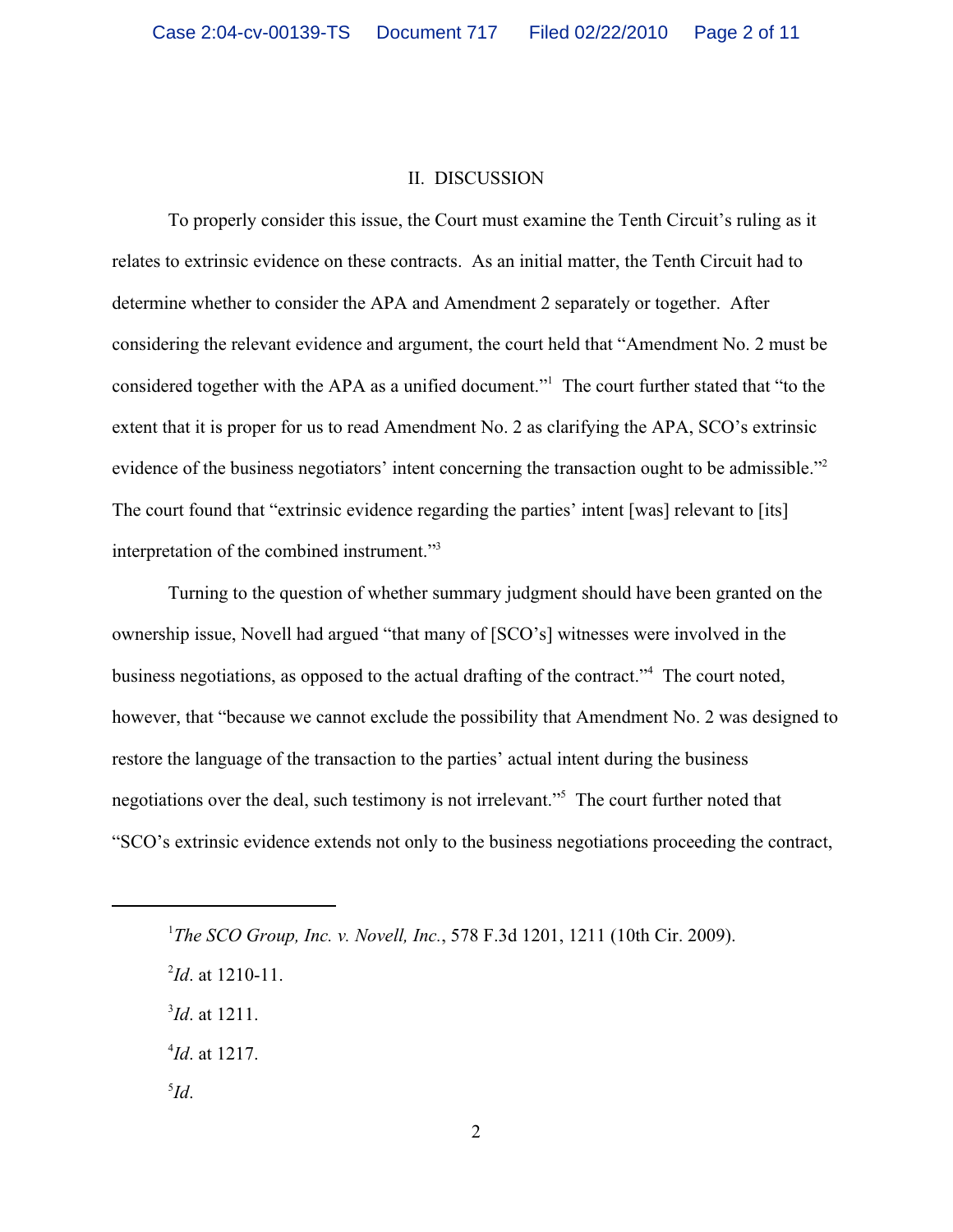## II. DISCUSSION

To properly consider this issue, the Court must examine the Tenth Circuit's ruling as it relates to extrinsic evidence on these contracts. As an initial matter, the Tenth Circuit had to determine whether to consider the APA and Amendment 2 separately or together. After considering the relevant evidence and argument, the court held that "Amendment No. 2 must be considered together with the APA as a unified document."[1] The court further stated that "to the extent that it is proper for us to read Amendment No. 2 as clarifying the APA, SCO's extrinsic evidence of the business negotiators' intent concerning the transaction ought to be admissible."[2] The court found that "extrinsic evidence regarding the parties' intent [was] relevant to [its] interpretation of the combined instrument."[3]

Turning to the question of whether summary judgment should have been granted on the ownership issue, Novell had argued "that many of [SCO's] witnesses were involved in the business negotiations, as opposed to the actual drafting of the contract."[4] The court noted, however, that "because we cannot exclude the possibility that Amendment No. 2 was designed to restore the language of the transaction to the parties' actual intent during the business negotiations over the deal, such testimony is not irrelevant."[5] The court further noted that "SCO's extrinsic evidence extends not only to the business negotiations proceeding the contract,

---

[1] *The SCO Group, Inc. v. Novell, Inc.*, 578 F.3d 1201, 1211 (10th Cir. 2009).

[2] *Id*. at 1210-11.

[3] *Id*. at 1211.

[4] *Id*. at 1217.

[5] *Id*.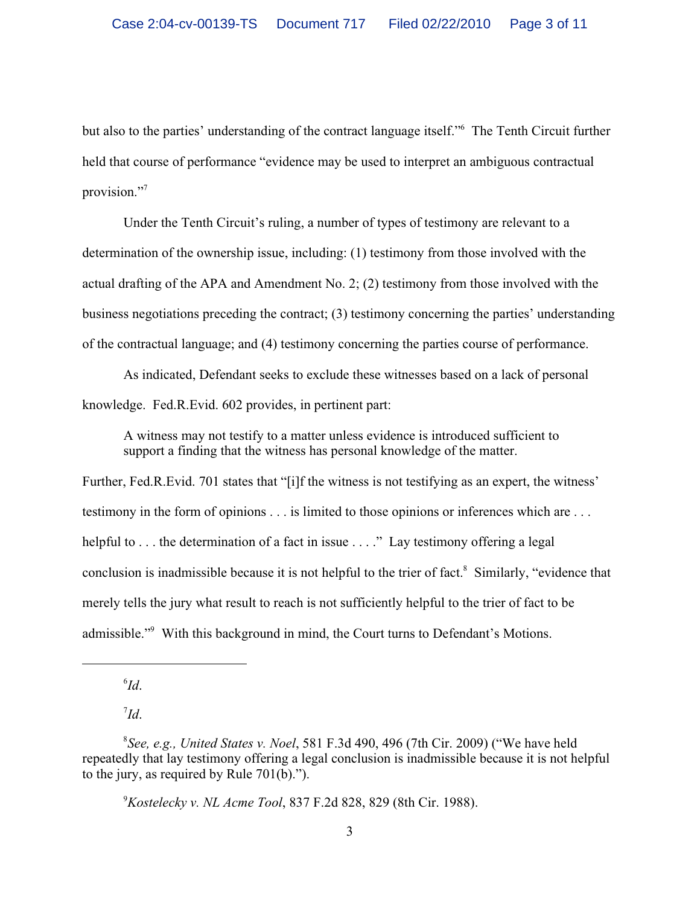but also to the parties' understanding of the contract language itself."[6] The Tenth Circuit further held that course of performance "evidence may be used to interpret an ambiguous contractual provision."[7]

Under the Tenth Circuit's ruling, a number of types of testimony are relevant to a determination of the ownership issue, including: (1) testimony from those involved with the actual drafting of the APA and Amendment No. 2; (2) testimony from those involved with the business negotiations preceding the contract; (3) testimony concerning the parties' understanding of the contractual language; and (4) testimony concerning the parties course of performance.

As indicated, Defendant seeks to exclude these witnesses based on a lack of personal knowledge. Fed.R.Evid. 602 provides, in pertinent part:

> A witness may not testify to a matter unless evidence is introduced sufficient to support a finding that the witness has personal knowledge of the matter.

Further, Fed.R.Evid. 701 states that "[i]f the witness is not testifying as an expert, the witness' testimony in the form of opinions . . . is limited to those opinions or inferences which are . . . helpful to . . . the determination of a fact in issue . . . ." Lay testimony offering a legal conclusion is inadmissible because it is not helpful to the trier of fact.[8] Similarly, "evidence that merely tells the jury what result to reach is not sufficiently helpful to the trier of fact to be admissible."[9] With this background in mind, the Court turns to Defendant's Motions.

---

[6] *Id.*

[7] *Id.*

[8] *See, e.g., United States v. Noel*, 581 F.3d 490, 496 (7th Cir. 2009) ("We have held repeatedly that lay testimony offering a legal conclusion is inadmissible because it is not helpful to the jury, as required by Rule 701(b).").

[9] *Kostelecky v. NL Acme Tool*, 837 F.2d 828, 829 (8th Cir. 1988).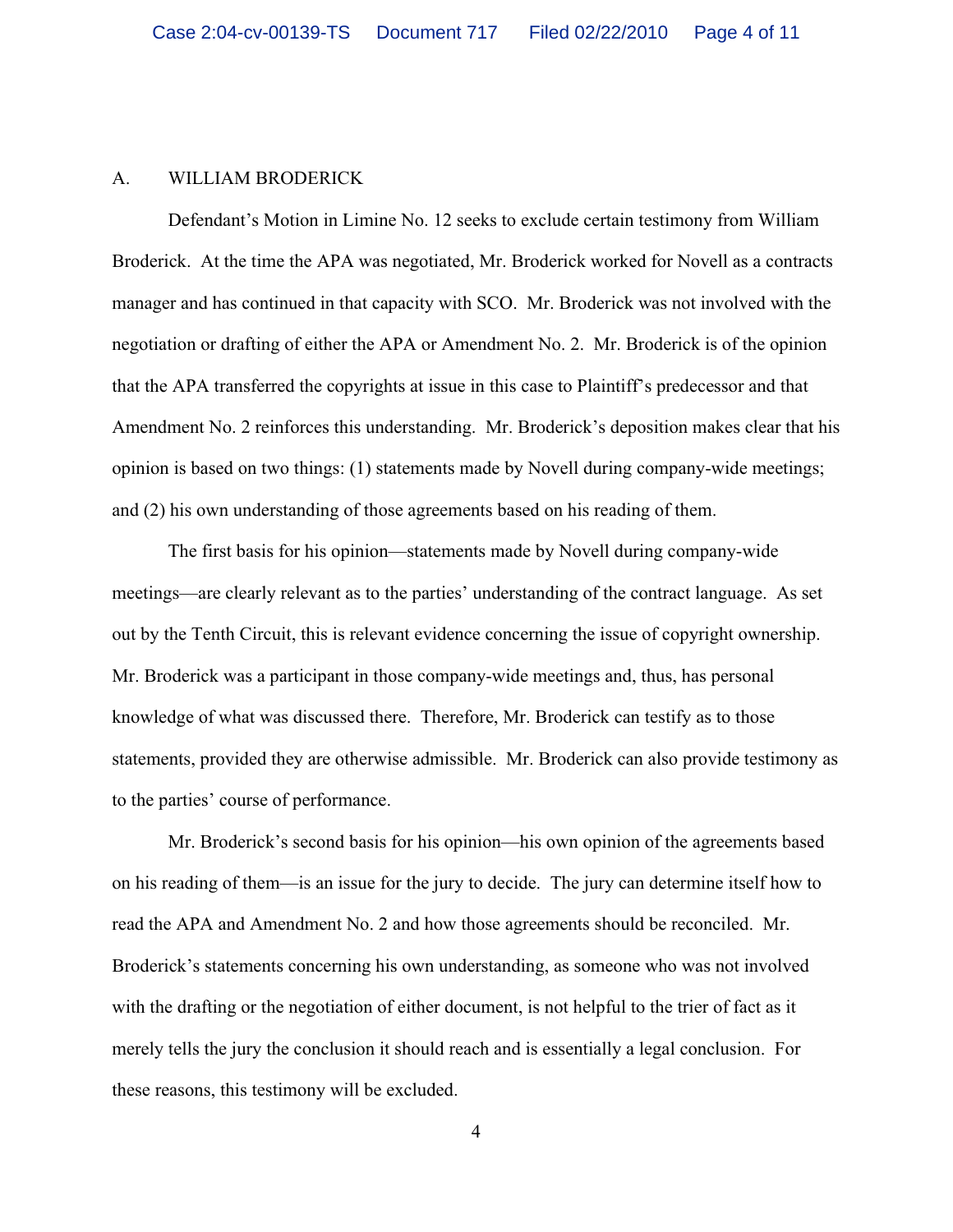## A. WILLIAM BRODERICK

Defendant's Motion in Limine No. 12 seeks to exclude certain testimony from William Broderick. At the time the APA was negotiated, Mr. Broderick worked for Novell as a contracts manager and has continued in that capacity with SCO. Mr. Broderick was not involved with the negotiation or drafting of either the APA or Amendment No. 2. Mr. Broderick is of the opinion that the APA transferred the copyrights at issue in this case to Plaintiff's predecessor and that Amendment No. 2 reinforces this understanding. Mr. Broderick's deposition makes clear that his opinion is based on two things: (1) statements made by Novell during company-wide meetings; and (2) his own understanding of those agreements based on his reading of them.

The first basis for his opinion—statements made by Novell during company-wide meetings—are clearly relevant as to the parties' understanding of the contract language. As set out by the Tenth Circuit, this is relevant evidence concerning the issue of copyright ownership. Mr. Broderick was a participant in those company-wide meetings and, thus, has personal knowledge of what was discussed there. Therefore, Mr. Broderick can testify as to those statements, provided they are otherwise admissible. Mr. Broderick can also provide testimony as to the parties' course of performance.

Mr. Broderick's second basis for his opinion—his own opinion of the agreements based on his reading of them—is an issue for the jury to decide. The jury can determine itself how to read the APA and Amendment No. 2 and how those agreements should be reconciled. Mr. Broderick's statements concerning his own understanding, as someone who was not involved with the drafting or the negotiation of either document, is not helpful to the trier of fact as it merely tells the jury the conclusion it should reach and is essentially a legal conclusion. For these reasons, this testimony will be excluded.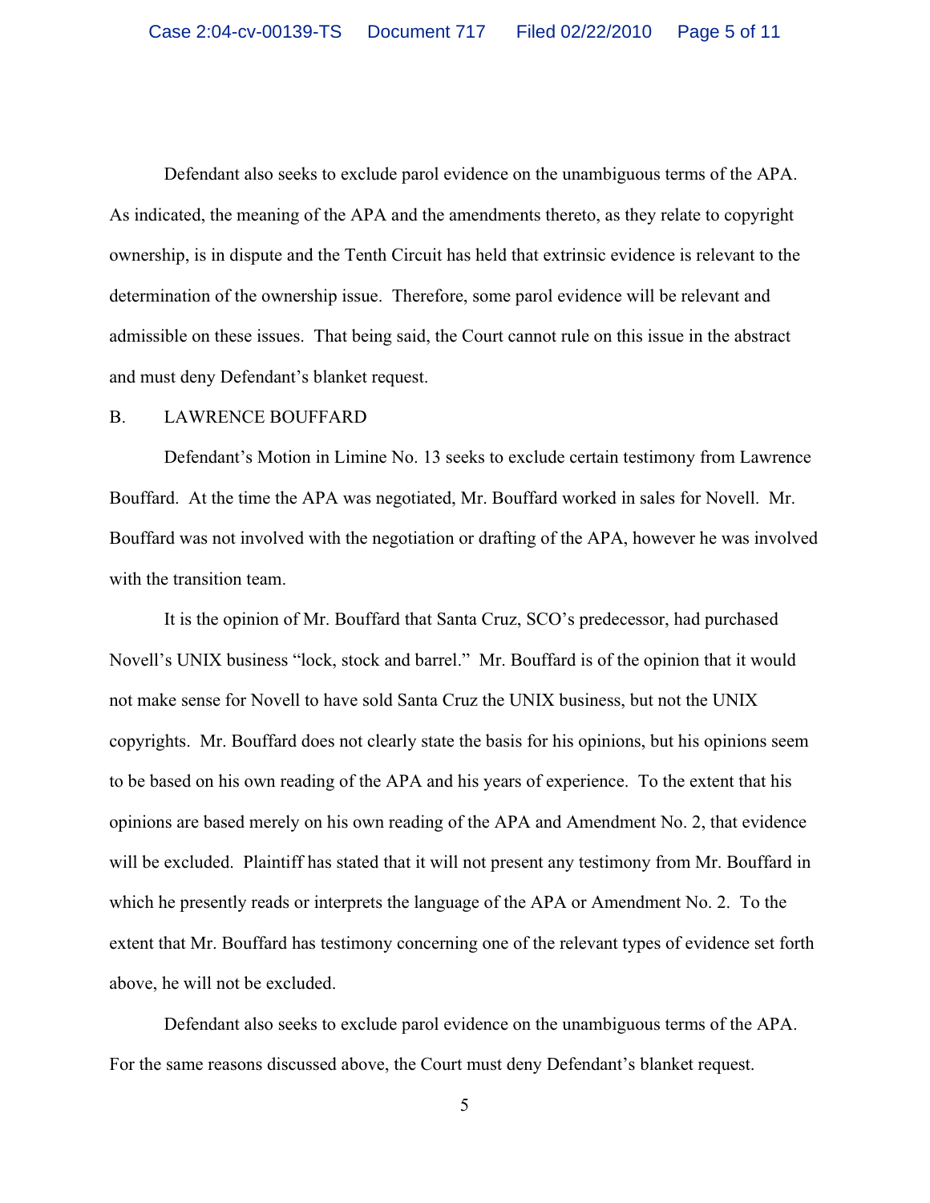Defendant also seeks to exclude parol evidence on the unambiguous terms of the APA. As indicated, the meaning of the APA and the amendments thereto, as they relate to copyright ownership, is in dispute and the Tenth Circuit has held that extrinsic evidence is relevant to the determination of the ownership issue. Therefore, some parol evidence will be relevant and admissible on these issues. That being said, the Court cannot rule on this issue in the abstract and must deny Defendant's blanket request.

B. LAWRENCE BOUFFARD

Defendant's Motion in Limine No. 13 seeks to exclude certain testimony from Lawrence Bouffard. At the time the APA was negotiated, Mr. Bouffard worked in sales for Novell. Mr. Bouffard was not involved with the negotiation or drafting of the APA, however he was involved with the transition team.

It is the opinion of Mr. Bouffard that Santa Cruz, SCO's predecessor, had purchased Novell's UNIX business "lock, stock and barrel." Mr. Bouffard is of the opinion that it would not make sense for Novell to have sold Santa Cruz the UNIX business, but not the UNIX copyrights. Mr. Bouffard does not clearly state the basis for his opinions, but his opinions seem to be based on his own reading of the APA and his years of experience. To the extent that his opinions are based merely on his own reading of the APA and Amendment No. 2, that evidence will be excluded. Plaintiff has stated that it will not present any testimony from Mr. Bouffard in which he presently reads or interprets the language of the APA or Amendment No. 2. To the extent that Mr. Bouffard has testimony concerning one of the relevant types of evidence set forth above, he will not be excluded.

Defendant also seeks to exclude parol evidence on the unambiguous terms of the APA. For the same reasons discussed above, the Court must deny Defendant's blanket request.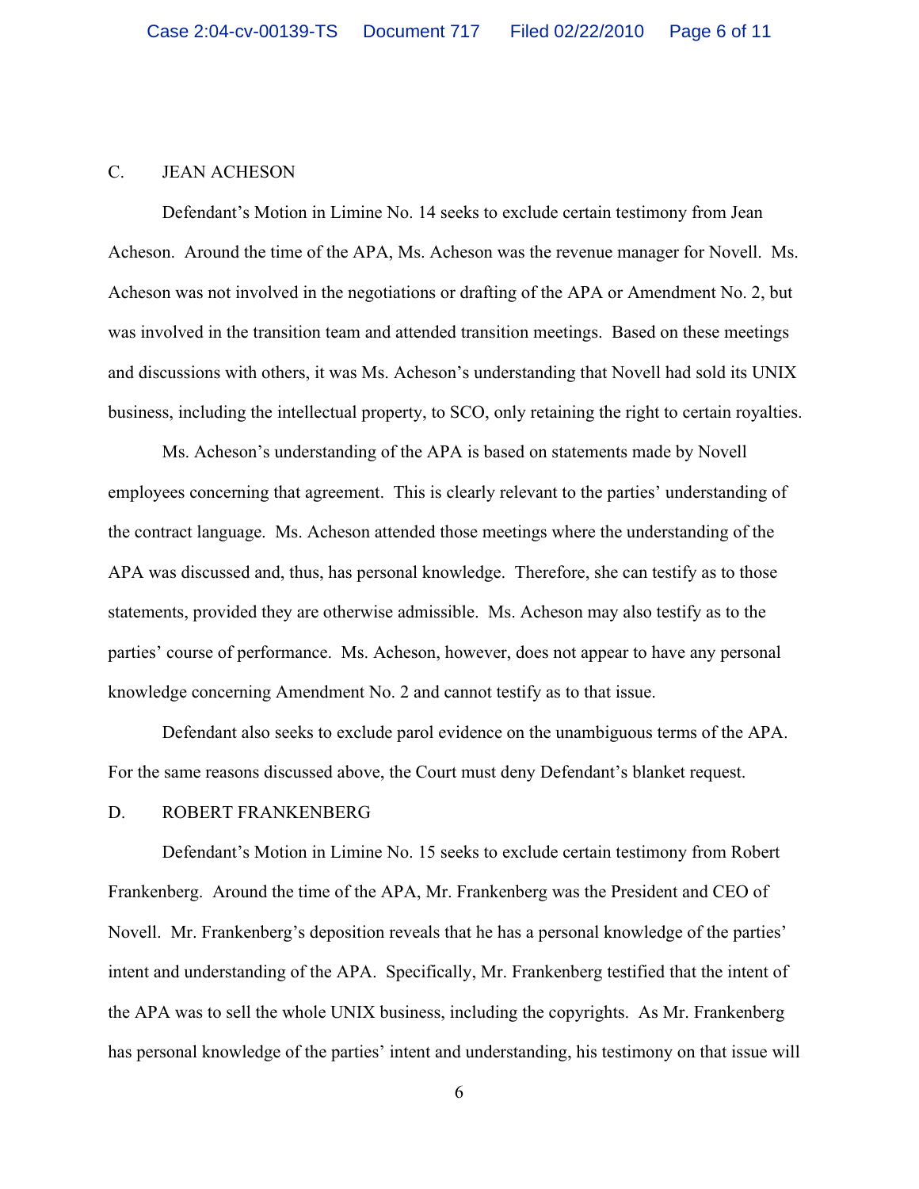## C. JEAN ACHESON

Defendant's Motion in Limine No. 14 seeks to exclude certain testimony from Jean Acheson. Around the time of the APA, Ms. Acheson was the revenue manager for Novell. Ms. Acheson was not involved in the negotiations or drafting of the APA or Amendment No. 2, but was involved in the transition team and attended transition meetings. Based on these meetings and discussions with others, it was Ms. Acheson's understanding that Novell had sold its UNIX business, including the intellectual property, to SCO, only retaining the right to certain royalties.

Ms. Acheson's understanding of the APA is based on statements made by Novell employees concerning that agreement. This is clearly relevant to the parties' understanding of the contract language. Ms. Acheson attended those meetings where the understanding of the APA was discussed and, thus, has personal knowledge. Therefore, she can testify as to those statements, provided they are otherwise admissible. Ms. Acheson may also testify as to the parties' course of performance. Ms. Acheson, however, does not appear to have any personal knowledge concerning Amendment No. 2 and cannot testify as to that issue.

Defendant also seeks to exclude parol evidence on the unambiguous terms of the APA. For the same reasons discussed above, the Court must deny Defendant's blanket request.

## D. ROBERT FRANKENBERG

Defendant's Motion in Limine No. 15 seeks to exclude certain testimony from Robert Frankenberg. Around the time of the APA, Mr. Frankenberg was the President and CEO of Novell. Mr. Frankenberg's deposition reveals that he has a personal knowledge of the parties' intent and understanding of the APA. Specifically, Mr. Frankenberg testified that the intent of the APA was to sell the whole UNIX business, including the copyrights. As Mr. Frankenberg has personal knowledge of the parties' intent and understanding, his testimony on that issue will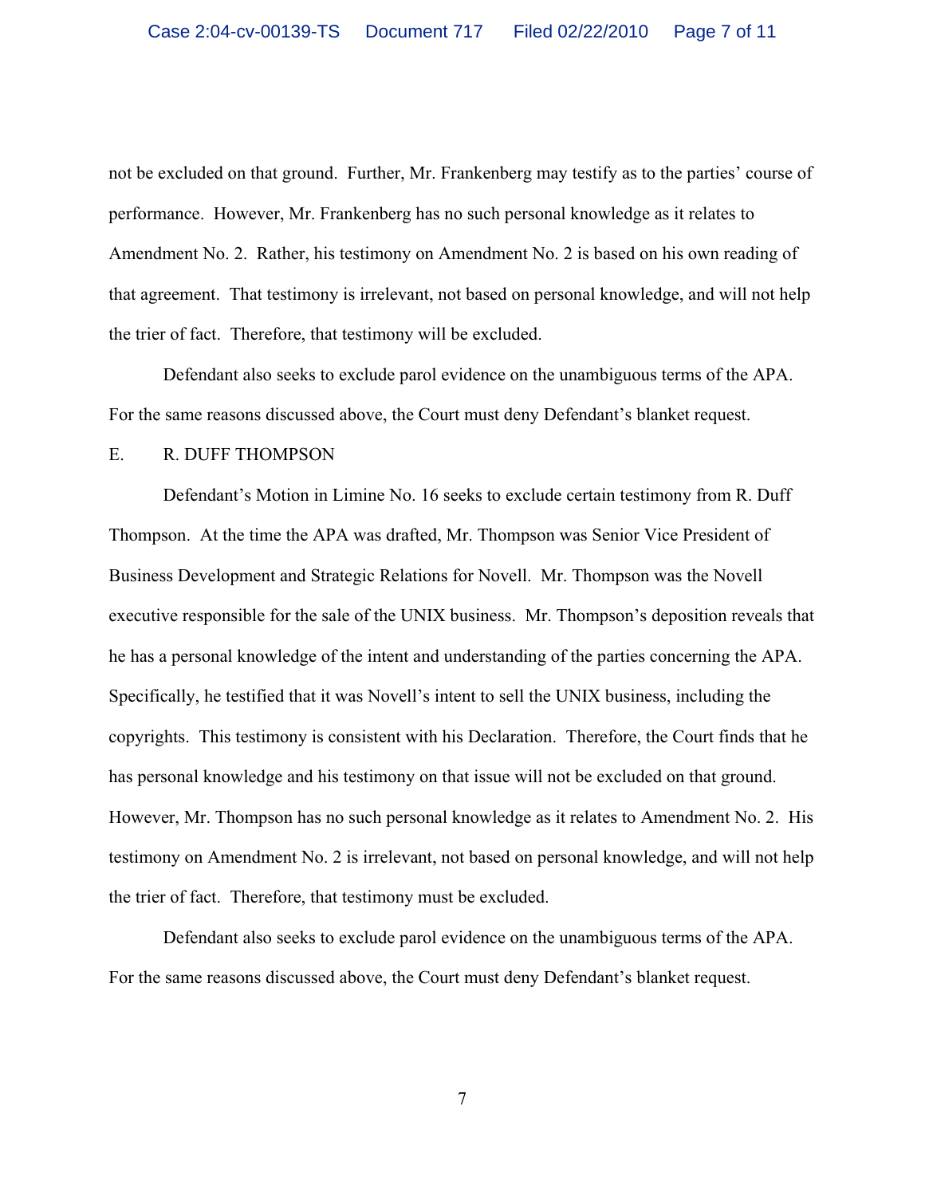not be excluded on that ground. Further, Mr. Frankenberg may testify as to the parties' course of performance. However, Mr. Frankenberg has no such personal knowledge as it relates to Amendment No. 2. Rather, his testimony on Amendment No. 2 is based on his own reading of that agreement. That testimony is irrelevant, not based on personal knowledge, and will not help the trier of fact. Therefore, that testimony will be excluded.

Defendant also seeks to exclude parol evidence on the unambiguous terms of the APA. For the same reasons discussed above, the Court must deny Defendant's blanket request.

## E. R. DUFF THOMPSON

Defendant's Motion in Limine No. 16 seeks to exclude certain testimony from R. Duff Thompson. At the time the APA was drafted, Mr. Thompson was Senior Vice President of Business Development and Strategic Relations for Novell. Mr. Thompson was the Novell executive responsible for the sale of the UNIX business. Mr. Thompson's deposition reveals that he has a personal knowledge of the intent and understanding of the parties concerning the APA. Specifically, he testified that it was Novell's intent to sell the UNIX business, including the copyrights. This testimony is consistent with his Declaration. Therefore, the Court finds that he has personal knowledge and his testimony on that issue will not be excluded on that ground. However, Mr. Thompson has no such personal knowledge as it relates to Amendment No. 2. His testimony on Amendment No. 2 is irrelevant, not based on personal knowledge, and will not help the trier of fact. Therefore, that testimony must be excluded.

Defendant also seeks to exclude parol evidence on the unambiguous terms of the APA. For the same reasons discussed above, the Court must deny Defendant's blanket request.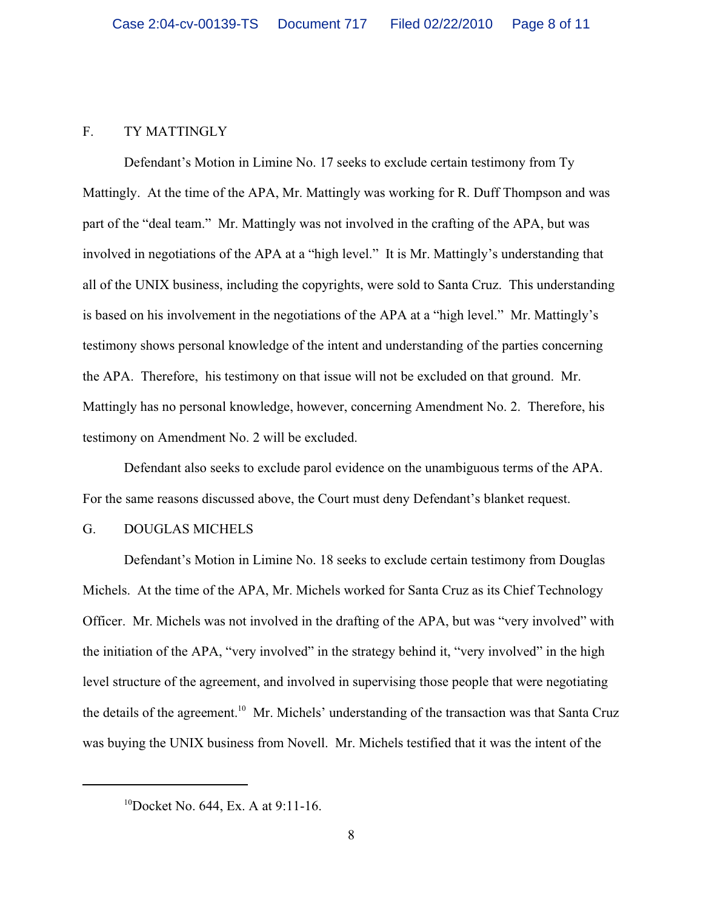### F. TY MATTINGLY

Defendant's Motion in Limine No. 17 seeks to exclude certain testimony from Ty Mattingly. At the time of the APA, Mr. Mattingly was working for R. Duff Thompson and was part of the "deal team." Mr. Mattingly was not involved in the crafting of the APA, but was involved in negotiations of the APA at a "high level." It is Mr. Mattingly's understanding that all of the UNIX business, including the copyrights, were sold to Santa Cruz. This understanding is based on his involvement in the negotiations of the APA at a "high level." Mr. Mattingly's testimony shows personal knowledge of the intent and understanding of the parties concerning the APA. Therefore, his testimony on that issue will not be excluded on that ground. Mr. Mattingly has no personal knowledge, however, concerning Amendment No. 2. Therefore, his testimony on Amendment No. 2 will be excluded.

Defendant also seeks to exclude parol evidence on the unambiguous terms of the APA. For the same reasons discussed above, the Court must deny Defendant's blanket request.

### G. DOUGLAS MICHELS

Defendant's Motion in Limine No. 18 seeks to exclude certain testimony from Douglas Michels. At the time of the APA, Mr. Michels worked for Santa Cruz as its Chief Technology Officer. Mr. Michels was not involved in the drafting of the APA, but was "very involved" with the initiation of the APA, "very involved" in the strategy behind it, "very involved" in the high level structure of the agreement, and involved in supervising those people that were negotiating the details of the agreement.[10] Mr. Michels' understanding of the transaction was that Santa Cruz was buying the UNIX business from Novell. Mr. Michels testified that it was the intent of the

---

[10] Docket No. 644, Ex. A at 9:11-16.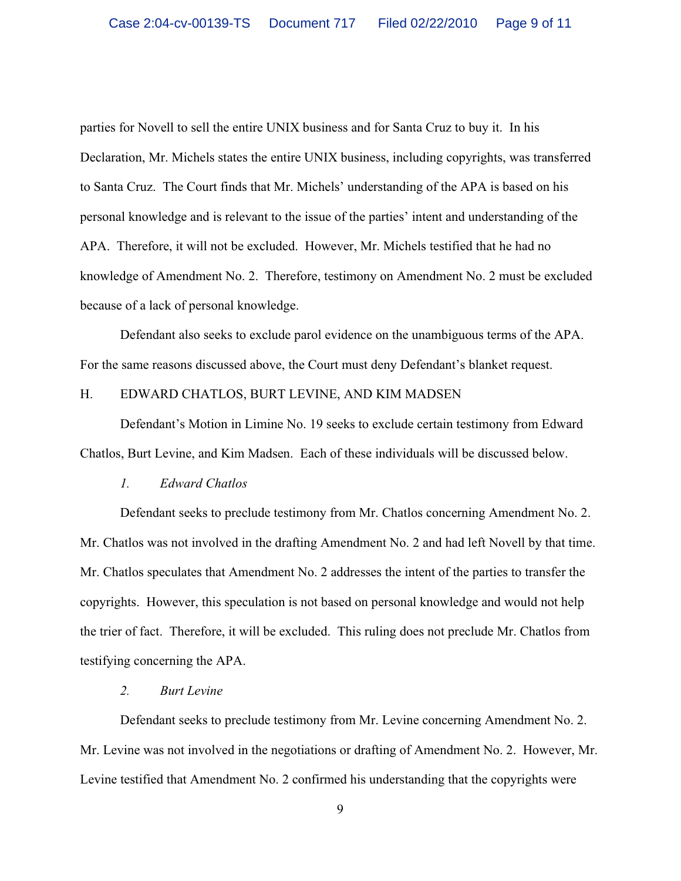parties for Novell to sell the entire UNIX business and for Santa Cruz to buy it. In his Declaration, Mr. Michels states the entire UNIX business, including copyrights, was transferred to Santa Cruz. The Court finds that Mr. Michels' understanding of the APA is based on his personal knowledge and is relevant to the issue of the parties' intent and understanding of the APA. Therefore, it will not be excluded. However, Mr. Michels testified that he had no knowledge of Amendment No. 2. Therefore, testimony on Amendment No. 2 must be excluded because of a lack of personal knowledge.

Defendant also seeks to exclude parol evidence on the unambiguous terms of the APA. For the same reasons discussed above, the Court must deny Defendant's blanket request.

## H. EDWARD CHATLOS, BURT LEVINE, AND KIM MADSEN

Defendant's Motion in Limine No. 19 seeks to exclude certain testimony from Edward Chatlos, Burt Levine, and Kim Madsen. Each of these individuals will be discussed below.

### *1. Edward Chatlos*

Defendant seeks to preclude testimony from Mr. Chatlos concerning Amendment No. 2. Mr. Chatlos was not involved in the drafting Amendment No. 2 and had left Novell by that time. Mr. Chatlos speculates that Amendment No. 2 addresses the intent of the parties to transfer the copyrights. However, this speculation is not based on personal knowledge and would not help the trier of fact. Therefore, it will be excluded. This ruling does not preclude Mr. Chatlos from testifying concerning the APA.

### *2. Burt Levine*

Defendant seeks to preclude testimony from Mr. Levine concerning Amendment No. 2. Mr. Levine was not involved in the negotiations or drafting of Amendment No. 2. However, Mr. Levine testified that Amendment No. 2 confirmed his understanding that the copyrights were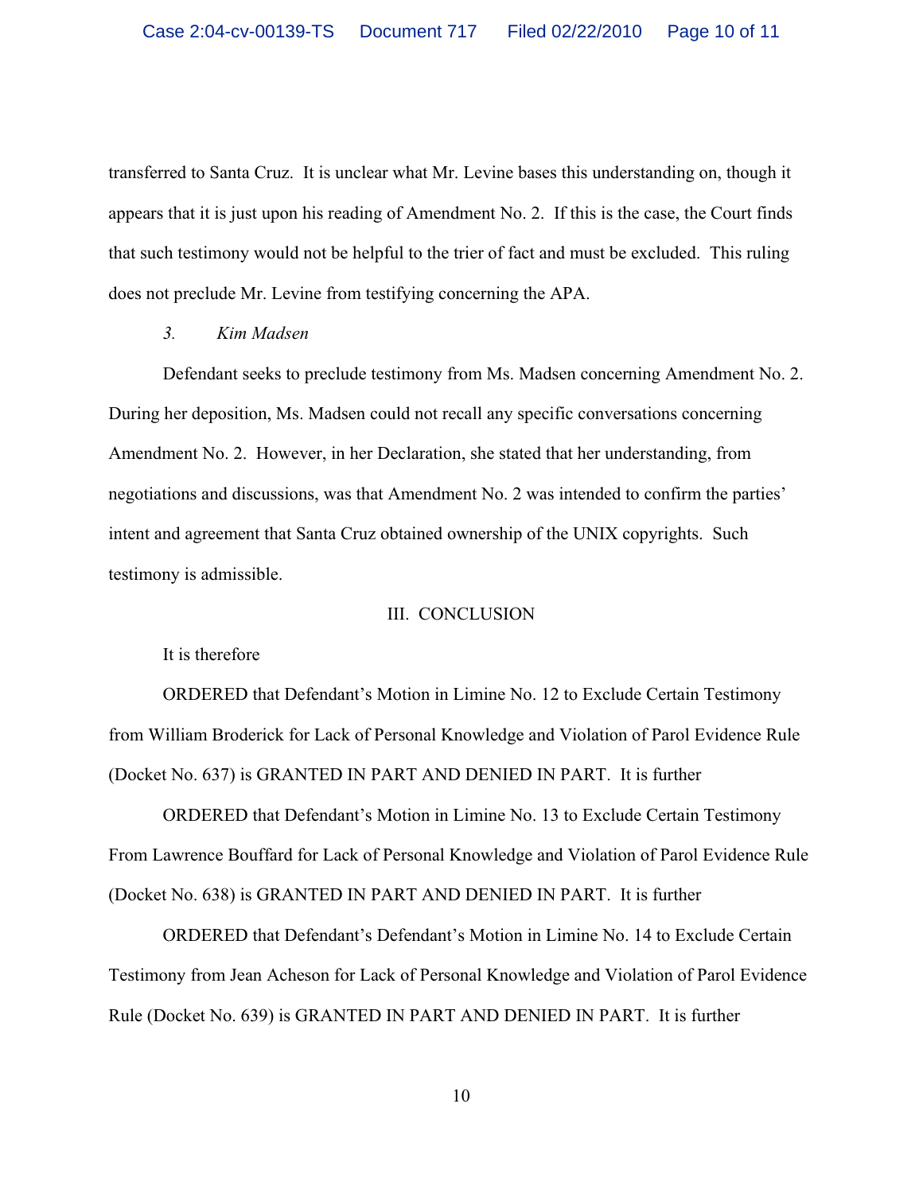transferred to Santa Cruz. It is unclear what Mr. Levine bases this understanding on, though it appears that it is just upon his reading of Amendment No. 2. If this is the case, the Court finds that such testimony would not be helpful to the trier of fact and must be excluded. This ruling does not preclude Mr. Levine from testifying concerning the APA.

*3. Kim Madsen*

Defendant seeks to preclude testimony from Ms. Madsen concerning Amendment No. 2. During her deposition, Ms. Madsen could not recall any specific conversations concerning Amendment No. 2. However, in her Declaration, she stated that her understanding, from negotiations and discussions, was that Amendment No. 2 was intended to confirm the parties' intent and agreement that Santa Cruz obtained ownership of the UNIX copyrights. Such testimony is admissible.

## III. CONCLUSION

It is therefore

ORDERED that Defendant's Motion in Limine No. 12 to Exclude Certain Testimony from William Broderick for Lack of Personal Knowledge and Violation of Parol Evidence Rule (Docket No. 637) is GRANTED IN PART AND DENIED IN PART. It is further

ORDERED that Defendant's Motion in Limine No. 13 to Exclude Certain Testimony From Lawrence Bouffard for Lack of Personal Knowledge and Violation of Parol Evidence Rule (Docket No. 638) is GRANTED IN PART AND DENIED IN PART. It is further

ORDERED that Defendant's Defendant's Motion in Limine No. 14 to Exclude Certain Testimony from Jean Acheson for Lack of Personal Knowledge and Violation of Parol Evidence Rule (Docket No. 639) is GRANTED IN PART AND DENIED IN PART. It is further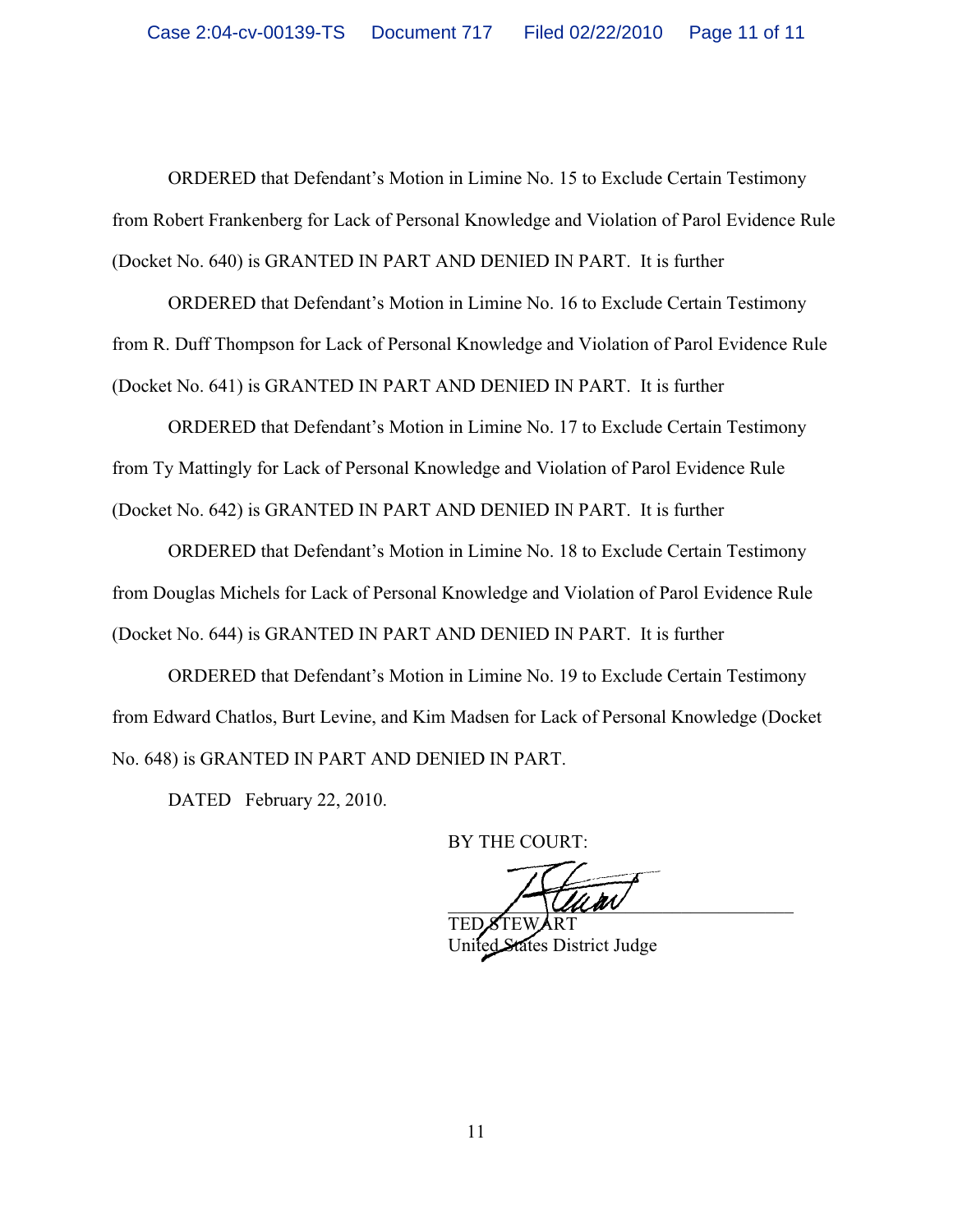ORDERED that Defendant's Motion in Limine No. 15 to Exclude Certain Testimony from Robert Frankenberg for Lack of Personal Knowledge and Violation of Parol Evidence Rule (Docket No. 640) is GRANTED IN PART AND DENIED IN PART. It is further

ORDERED that Defendant's Motion in Limine No. 16 to Exclude Certain Testimony from R. Duff Thompson for Lack of Personal Knowledge and Violation of Parol Evidence Rule (Docket No. 641) is GRANTED IN PART AND DENIED IN PART. It is further

ORDERED that Defendant's Motion in Limine No. 17 to Exclude Certain Testimony from Ty Mattingly for Lack of Personal Knowledge and Violation of Parol Evidence Rule (Docket No. 642) is GRANTED IN PART AND DENIED IN PART. It is further

ORDERED that Defendant's Motion in Limine No. 18 to Exclude Certain Testimony from Douglas Michels for Lack of Personal Knowledge and Violation of Parol Evidence Rule (Docket No. 644) is GRANTED IN PART AND DENIED IN PART. It is further

ORDERED that Defendant's Motion in Limine No. 19 to Exclude Certain Testimony from Edward Chatlos, Burt Levine, and Kim Madsen for Lack of Personal Knowledge (Docket No. 648) is GRANTED IN PART AND DENIED IN PART.

DATED February 22, 2010.

BY THE COURT:

TED STEWART
United States District Judge